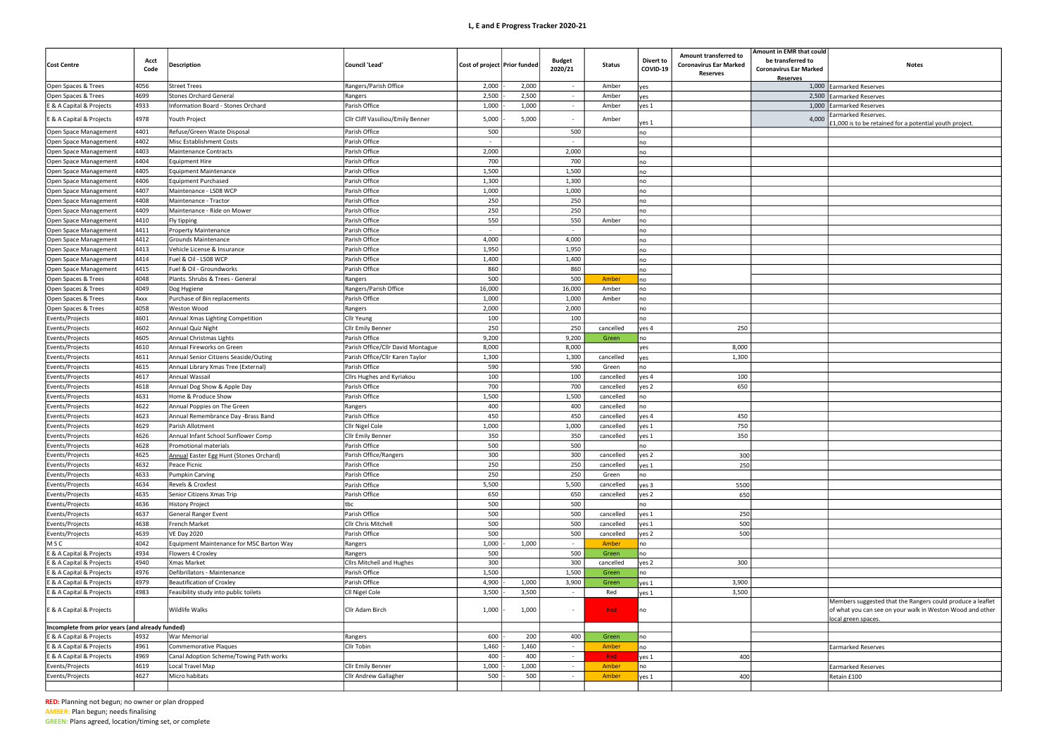# L, E and E Progress Tracker 2020-21

| Cost Centre | Acct Code | Description | Council 'Lead' | Cost of project | Prior funded | Budget 2020/21 | Status | Divert to COVID-19 | Amount transferred to Coronavirus Ear Marked Reserves | Amount in EMR that could be transferred to Coronavirus Ear Marked Reserves | Notes |
|---|---|---|---|---|---|---|---|---|---|---|---|
| Open Spaces & Trees | 4056 | Street Trees | Rangers/Parish Office | 2,000 | - 2,000 | - | Amber | yes | | 1,000 | Earmarked Reserves |
| Open Spaces & Trees | 4699 | Stones Orchard General | Rangers | 2,500 | - 2,500 | - | Amber | yes | | 2,500 | Earmarked Reserves |
| E & A Capital & Projects | 4933 | Information Board - Stones Orchard | Parish Office | 1,000 | - 1,000 | - | Amber | yes 1 | | 1,000 | Earmarked Reserves |
| E & A Capital & Projects | 4978 | Youth Project | Cllr Cliff Vassiliou/Emily Benner | 5,000 | - 5,000 | - | Amber | yes 1 | | 4,000 | Earmarked Reserves. £1,000 is to be retained for a potential youth project. |
| Open Space Management | 4401 | Refuse/Green Waste Disposal | Parish Office | 500 | | 500 | | no | | | |
| Open Space Management | 4402 | Misc Establishment Costs | Parish Office | - | | - | | no | | | |
| Open Space Management | 4403 | Maintenance Contracts | Parish Office | 2,000 | | 2,000 | | no | | | |
| Open Space Management | 4404 | Equipment Hire | Parish Office | 700 | | 700 | | no | | | |
| Open Space Management | 4405 | Equipment Maintenance | Parish Office | 1,500 | | 1,500 | | no | | | |
| Open Space Management | 4406 | Equipment Purchased | Parish Office | 1,300 | | 1,300 | | no | | | |
| Open Space Management | 4407 | Maintenance - LS08 WCP | Parish Office | 1,000 | | 1,000 | | no | | | |
| Open Space Management | 4408 | Maintenance - Tractor | Parish Office | 250 | | 250 | | no | | | |
| Open Space Management | 4409 | Maintenance - Ride on Mower | Parish Office | 250 | | 250 | | no | | | |
| Open Space Management | 4410 | Fly tipping | Parish Office | 550 | | 550 | Amber | no | | | |
| Open Space Management | 4411 | Property Maintenance | Parish Office | - | | - | | no | | | |
| Open Space Management | 4412 | Grounds Maintenance | Parish Office | 4,000 | | 4,000 | | no | | | |
| Open Space Management | 4413 | Vehicle License & Insurance | Parish Office | 1,950 | | 1,950 | | no | | | |
| Open Space Management | 4414 | Fuel & Oil - LS08 WCP | Parish Office | 1,400 | | 1,400 | | no | | | |
| Open Space Management | 4415 | Fuel & Oil - Groundworks | Parish Office | 860 | | 860 | | no | | | |
| Open Spaces & Trees | 4048 | Plants. Shrubs & Trees - General | Rangers | 500 | | 500 | Amber | no | | | |
| Open Spaces & Trees | 4049 | Dog Hygiene | Rangers/Parish Office | 16,000 | | 16,000 | Amber | no | | | |
| Open Spaces & Trees | 4xxx | Purchase of Bin replacements | Parish Office | 1,000 | | 1,000 | Amber | no | | | |
| Open Spaces & Trees | 4058 | Weston Wood | Rangers | 2,000 | | 2,000 | | no | | | |
| Events/Projects | 4601 | Annual Xmas Lighting Competition | Cllr Yeung | 100 | | 100 | | no | | | |
| Events/Projects | 4602 | Annual Quiz Night | Cllr Emily Benner | 250 | | 250 | cancelled | yes 4 | 250 | | |
| Events/Projects | 4605 | Annual Christmas Lights | Parish Office | 9,200 | | 9,200 | Green | no | | | |
| Events/Projects | 4610 | Annual Fireworks on Green | Parish Office/Cllr David Montague | 8,000 | | 8,000 | | yes | 8,000 | | |
| Events/Projects | 4611 | Annual Senior Citizens Seaside/Outing | Parish Office/Cllr Karen Taylor | 1,300 | | 1,300 | cancelled | yes | 1,300 | | |
| Events/Projects | 4615 | Annual Library Xmas Tree (External) | Parish Office | 590 | | 590 | Green | no | | | |
| Events/Projects | 4617 | Annual Wassail | Cllrs Hughes and Kyriakou | 100 | | 100 | cancelled | yes 4 | 100 | | |
| Events/Projects | 4618 | Annual Dog Show & Apple Day | Parish Office | 700 | | 700 | cancelled | yes 2 | 650 | | |
| Events/Projects | 4631 | Home & Produce Show | Parish Office | 1,500 | | 1,500 | cancelled | no | | | |
| Events/Projects | 4622 | Annual Poppies on The Green | Rangers | 400 | | 400 | cancelled | no | | | |
| Events/Projects | 4623 | Annual Remembrance Day -Brass Band | Parish Office | 450 | | 450 | cancelled | yes 4 | 450 | | |
| Events/Projects | 4629 | Parish Allotment | Cllr Nigel Cole | 1,000 | | 1,000 | cancelled | yes 1 | 750 | | |
| Events/Projects | 4626 | Annual Infant School Sunflower Comp | Cllr Emily Benner | 350 | | 350 | cancelled | yes 1 | 350 | | |
| Events/Projects | 4628 | Promotional materials | Parish Office | 500 | | 500 | | no | | | |
| Events/Projects | 4625 | Annual Easter Egg Hunt (Stones Orchard) | Parish Office/Rangers | 300 | | 300 | cancelled | yes 2 | 300 | | |
| Events/Projects | 4632 | Peace Picnic | Parish Office | 250 | | 250 | cancelled | yes 1 | 250 | | |
| Events/Projects | 4633 | Pumpkin Carving | Parish Office | 250 | | 250 | Green | no | | | |
| Events/Projects | 4634 | Revels & Croxfest | Parish Office | 5,500 | | 5,500 | cancelled | yes 3 | 5500 | | |
| Events/Projects | 4635 | Senior Citizens Xmas Trip | Parish Office | 650 | | 650 | cancelled | yes 2 | 650 | | |
| Events/Projects | 4636 | History Project | tbc | 500 | | 500 | | no | | | |
| Events/Projects | 4637 | General Ranger Event | Parish Office | 500 | | 500 | cancelled | yes 1 | 250 | | |
| Events/Projects | 4638 | French Market | Cllr Chris Mitchell | 500 | | 500 | cancelled | yes 1 | 500 | | |
| Events/Projects | 4639 | VE Day 2020 | Parish Office | 500 | | 500 | cancelled | yes 2 | 500 | | |
| M S C | 4042 | Equipment Maintenance for MSC Barton Way | Rangers | 1,000 | - 1,000 | - | Amber | no | | | |
| E & A Capital & Projects | 4934 | Flowers 4 Croxley | Rangers | 500 | | 500 | Green | no | | | |
| E & A Capital & Projects | 4940 | Xmas Market | Cllrs Mitchell and Hughes | 300 | | 300 | cancelled | yes 2 | 300 | | |
| E & A Capital & Projects | 4976 | Defibrillators - Maintenance | Parish Office | 1,500 | | 1,500 | Green | no | | | |
| E & A Capital & Projects | 4979 | Beautification of Croxley | Parish Office | 4,900 | - 1,000 | 3,900 | Green | yes 1 | 3,900 | | |
| E & A Capital & Projects | 4983 | Feasibility study into public toilets | Cll Nigel Cole | 3,500 | - 3,500 | - | Red | yes 1 | 3,500 | | |
| E & A Capital & Projects | | Wildlife Walks | Cllr Adam Birch | 1,000 | - 1,000 | - | Red | no | | | Members suggested that the Rangers could produce a leaflet of what you can see on your walk in Weston Wood and other local green spaces. |
| **Incomplete from prior years (and already funded)** | | | | | | | | | | | |
| E & A Capital & Projects | 4932 | War Memorial | Rangers | 600 | - 200 | 400 | Green | no | | | |
| E & A Capital & Projects | 4961 | Commemorative Plaques | Cllr Tobin | 1,460 | - 1,460 | - | Amber | no | | | Earmarked Reserves |
| E & A Capital & Projects | 4969 | Canal Adoption Scheme/Towing Path works | | 400 | - 400 | - | Red | yes 1 | 400 | | |
| Events/Projects | 4619 | Local Travel Map | Cllr Emily Benner | 1,000 | - 1,000 | - | Amber | no | | | Earmarked Reserves |
| Events/Projects | 4627 | Micro habitats | Cllr Andrew Gallagher | 500 | - 500 | - | Amber | yes 1 | 400 | | Retain £100 |

**RED:** Planning not begun; no owner or plan dropped
**AMBER:** Plan begun; needs finalising
**GREEN:** Plans agreed, location/timing set, or complete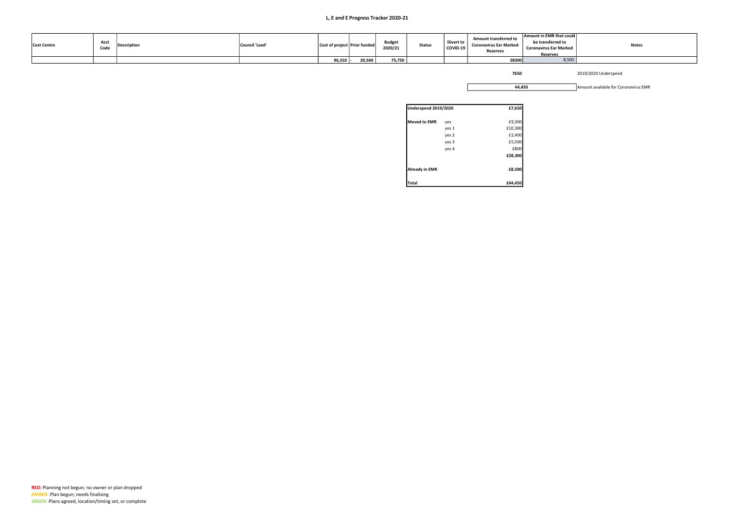# L, E and E Progress Tracker 2020-21

| Cost Centre | Acct Code | Description | Council 'Lead' | Cost of project | Prior funded | Budget 2020/21 | Status | Divert to COVID-19 | Amount transferred to Coronavirus Ear Marked Reserves | Amount in EMR that could be transferred to Coronavirus Ear Marked Reserves | Notes |
|---|---|---|---|---|---|---|---|---|---|---|---|
| | | | | 96,310 | - 20,560 | 75,750 | | | 28300 | 8,500 | |

7650 — 2019/2020 Underspend

44,450 — Amount available for Coronavirus EMR

| | | |
|---|---|---|
| **Underspend 2019/2020** | | **£7,650** |
| **Moved to EMR** | yes | £9,300 |
| | yes 1 | £10,300 |
| | yes 2 | £2,400 |
| | yes 3 | £5,500 |
| | yes 4 | £800 |
| | | **£28,300** |
| **Already in EMR** | | **£8,500** |
| **Total** | | **£44,450** |

**RED:** Planning not begun; no owner or plan dropped
**AMBER:** Plan begun; needs finalising
**GREEN:** Plans agreed, location/timing set, or complete